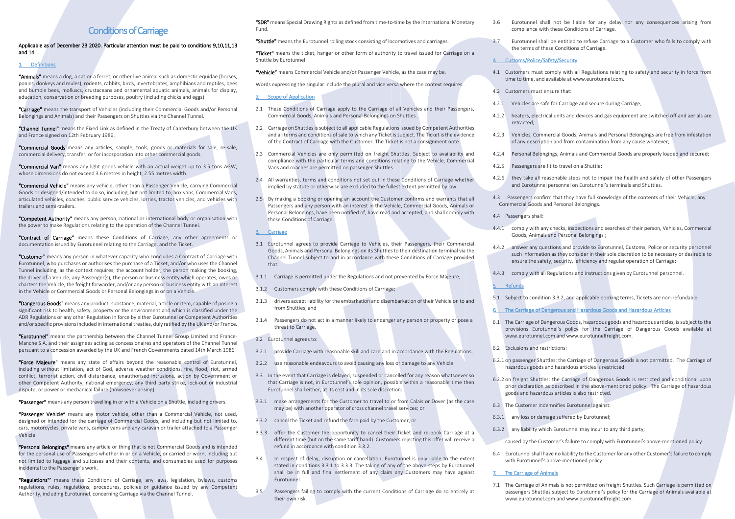# Conditions of Carriage

**Applicable as of December 23 2020. Particular attention must be paid to conditions 9,10,11,13 and 14**

## 1. Definitions

**"Animals"** means a dog, a cat or a ferret, or other live animal such as domestic equidae (horses, ponies, donkeys and mules), rodents, rabbits, birds, invertebrates, amphibians and reptiles, bees and bumble bees, molluscs, crustaceans and ornamental aquatic animals, animals for display, education, conservation or breeding purposes, poultry (including chicks and eggs).

**"Carriage"** means the transport of Vehicles (including their Commercial Goods and/or Personal Belongings and Animals) and their Passengers on Shuttles via the Channel Tunnel.

**"Channel Tunnel"** means the Fixed Link as defined in the Treaty of Canterbury between the UK and France signed on 12th February 1986.

**"Commercial Goods"** means any articles, sample, tools, goods or materials for sale, re-sale, commercial delivery, transfer, or for incorporation into other commercial goods.

**"Commercial Van"** means any light goods vehicle with an actual weight up to 3.5 tons AGW, whose dimensions do not exceed 3.6 metres in height, 2.55 metres width.

**"Commercial Vehicle"** means any vehicle, other than a Passenger Vehicle, carrying Commercial Goods or designed/intended to do so, including, but not limited to, box vans, Commercial Vans, articulated vehicles, coaches, public service vehicles, lorries, tractor vehicles, and vehicles with trailers and semi-trailers.

**"Competent Authority"** means any person, national or international body or organisation with the power to make Regulations relating to the operation of the Channel Tunnel.

**"Contract of Carriage"** means these Conditions of Carriage, any other agreements or documentation issued by Eurotunnel relating to the Carriage, and the Ticket.

**"Customer"** means any person in whatever capacity who concludes a Contract of Carriage with Eurotunnel, who purchases or authorises the purchase of a Ticket, and/or who uses the Channel Tunnel including, as the context requires, the account holder, the person making the booking, the driver of a Vehicle, any Passenger(s), the person or business entity which operates, owns or charters the Vehicle, the freight forwarder, and/or any person or business entity with an interest in the Vehicle or Commercial Goods or Personal Belongings in or on a Vehicle.

**"Dangerous Goods"** means any product, substance, material, article or item, capable of posing a significant risk to health, safety, property or the environment and which is classified under the ADR Regulations or any other Regulation in force by either Eurotunnel or Competent Authorities and/or specific provisions included in international treaties, duly ratified by the UK and/or France.

**"Eurotunnel"** means the partnership between the Channel Tunnel Group Limited and France-Manche S.A. and their assignees acting as concessionaires and operators of the Channel Tunnel pursuant to a concession awarded by the UK and French Governments dated 14th March 1986.

**"Force Majeure"** means any state of affairs beyond the reasonable control of Eurotunnel, including without limitation, act of God, adverse weather conditions, fire, flood, riot, armed conflict, terrorist action, civil disturbance, unauthorised intrusions, action by Government or other Competent Authority, national emergency, any third party strike, lock-out or industrial dispute, or power or mechanical failure (howsoever arising).

**"Passenger"** means any person travelling in or with a Vehicle on a Shuttle, including drivers.

**"Passenger Vehicle"** means any motor vehicle, other than a Commercial Vehicle, not used, designed or intended for the carriage of Commercial Goods, and including but not limited to, cars, motorcycles, private vans, camper vans and any caravan or trailer attached to a Passenger Vehicle.

**"Personal Belongings"** means any article or thing that is not Commercial Goods and is intended for the personal use of Passengers whether in or on a Vehicle, or carried or worn, including but not limited to luggage and suitcases and their contents, and consumables used for purposes incidental to the Passenger's work.

**"Regulations"** means these Conditions of Carriage, any laws, legislation, bylaws, customs regulations, rules, regulations, procedures, policies or guidance issued by any Competent Authority, including Eurotunnel, concerning Carriage via the Channel Tunnel.

**"SDR"** means Special Drawing Rights as defined from time-to-time by the International Monetary Fund.

**"Shuttle"** means the Eurotunnel rolling stock consisting of locomotives and carriages.

**"Ticket"** means the ticket, hanger or other form of authority to travel issued for Carriage on a Shuttle by Eurotunnel.

**"Vehicle"** means Commercial Vehicle and/or Passenger Vehicle, as the case may be.

Words expressing the singular include the plural and vice versa where the context requires.

## 2. Scope of Application

2.1 These Conditions of Carriage apply to the Carriage of all Vehicles and their Passengers, Commercial Goods, Animals and Personal Belongings on Shuttles.

2.2 Carriage on Shuttles is subject to all applicable Regulations issued by Competent Authorities and all terms and conditions of sale to which any Ticket is subject. The Ticket is the evidence of the Contract of Carriage with the Customer. The Ticket is not a consignment note.

2.3 Commercial Vehicles are only permitted on freight Shuttles. Subject to availability and compliance with the particular terms and conditions relating to the Vehicle, Commercial Vans and coaches are permitted on passenger Shuttles.

2.4 All warranties, terms and conditions not set out in these Conditions of Carriage whether implied by statute or otherwise are excluded to the fullest extent permitted by law.

2.5 By making a booking or opening an account the Customer confirms and warrants that all Passengers and any person with an interest in the Vehicle, Commercial Goods, Animals or Personal Belongings, have been notified of, have read and accepted, and shall comply with these Conditions of Carriage.

## 3. Carriage

3.1 Eurotunnel agrees to provide Carriage to Vehicles, their Passengers, their Commercial Goods, Animals and Personal Belongings on its Shuttles to their destination terminal via the Channel Tunnel subject to and in accordance with these Conditions of Carriage provided that:

3.1.1 Carriage is permitted under the Regulations and not prevented by Force Majeure;

3.1.2 Customers comply with these Conditions of Carriage;

3.1.3 drivers accept liability for the embarkation and disembarkation of their Vehicle on to and from Shuttles; and

3.1.4 Passengers do not act in a manner likely to endanger any person or property or pose a threat to Carriage.

3.2 Eurotunnel agrees to:

3.2.1 provide Carriage with reasonable skill and care and in accordance with the Regulations;

3.2.2 use reasonable endeavours to avoid causing any loss or damage to any Vehicle.

3.3 In the event that Carriage is delayed, suspended or cancelled for any reason whatsoever so that Carriage is not, in Eurotunnel's sole opinion, possible within a reasonable time then Eurotunnel shall either, at its cost and in its sole discretion:

3.3.1 make arrangements for the Customer to travel to or from Calais or Dover (as the case may be) with another operator of cross channel travel services; or

3.3.2 cancel the Ticket and refund the fare paid by the Customer; or

3.3.3 offer the Customer the opportunity to cancel their Ticket and re-book Carriage at a different time (but on the same tariff band). Customers rejecting this offer will receive a refund in accordance with condition 3.3.2.

3.4 In respect of delay, disruption or cancellation, Eurotunnel is only liable to the extent stated in conditions 3.3.1 to 3.3.3. The taking of any of the above steps by Eurotunnel shall be in full and final settlement of any claim any Customers may have against Eurotunnel.

3.5 Passengers failing to comply with the current Conditions of Carriage do so entirely at their own risk.

3.6 Eurotunnel shall not be liable for any delay nor any consequences arising from compliance with these Conditions of Carriage.

3.7 Eurotunnel shall be entitled to refuse Carriage to a Customer who fails to comply with the terms of these Conditions of Carriage.

## 4. Customs/Police/Safety/Security

4.1 Customers must comply with all Regulations relating to safety and security in force from time to time, and available at www.eurotunnel.com.

4.2 Customers must ensure that:

4.2.1 Vehicles are safe for Carriage and secure during Carriage;

4.2.2 heaters, electrical units and devices and gas equipment are switched off and aerials are retracted;

4.2.3 Vehicles, Commercial Goods, Animals and Personal Belongings are free from infestation of any description and from contamination from any cause whatever;

4.2.4 Personal Belongings, Animals and Commercial Goods are properly loaded and secured;

4.2.5 Passengers are fit to travel on a Shuttle;

4.2.6 they take all reasonable steps not to impair the health and safety of other Passengers and Eurotunnel personnel on Eurotunnel's terminals and Shuttles.

4.3 Passengers confirm that they have full knowledge of the contents of their Vehicle, any Commercial Goods and Personal Belongings.

4.4 Passengers shall:

4.4.1 comply with any checks, inspections and searches of their person, Vehicles, Commercial Goods, Animals and Personal Belongings ;

4.4.2 answer any questions and provide to Eurotunnel, Customs, Police or security personnel such information as they consider in their sole discretion to be necessary or desirable to ensure the safety, security, efficiency and regular operation of Carriage;

4.4.3 comply with all Regulations and instructions given by Eurotunnel personnel.

## 5. Refunds

5.1 Subject to condition 3.3.2, and applicable booking terms, Tickets are non-refundable.

## 6. The Carriage of Dangerous and Hazardous Goods and Hazardous Articles

6.1 The Carriage of Dangerous Goods, hazardous goods and hazardous articles, is subject to the provisions Eurotunnel's policy for the Carriage of Dangerous Goods available at www.eurotunnel.com and www.eurotunnelfreight.com.

6.2 Exclusions and restrictions:

6.2.1 on passenger Shuttles: the Carriage of Dangerous Goods is not permitted. The Carriage of hazardous goods and hazardous articles is restricted.

6.2.2 on freight Shuttles: the Carriage of Dangerous Goods is restricted and conditional upon prior declaration as described in the above-mentioned policy. The Carriage of hazardous goods and hazardous articles is also restricted.

6.3 The Customer indemnifies Eurotunnel against:

6.3.1 any loss or damage suffered by Eurotunnel;

6.3.2 any liability which Eurotunnel may incur to any third party;

caused by the Customer's failure to comply with Eurotunnel's above-mentioned policy.

6.4 Eurotunnel shall have no liability to the Customer for any other Customer's failure to comply with Eurotunnel's above-mentioned policy.

## 7. The Carriage of Animals

7.1 The Carriage of Animals is not permitted on freight Shuttles. Such Carriage is permitted on passengers Shuttles subject to Eurotunnel's policy for the Carriage of Animals available at www.eurotunnel.com and www.eurotunnelfreight.com.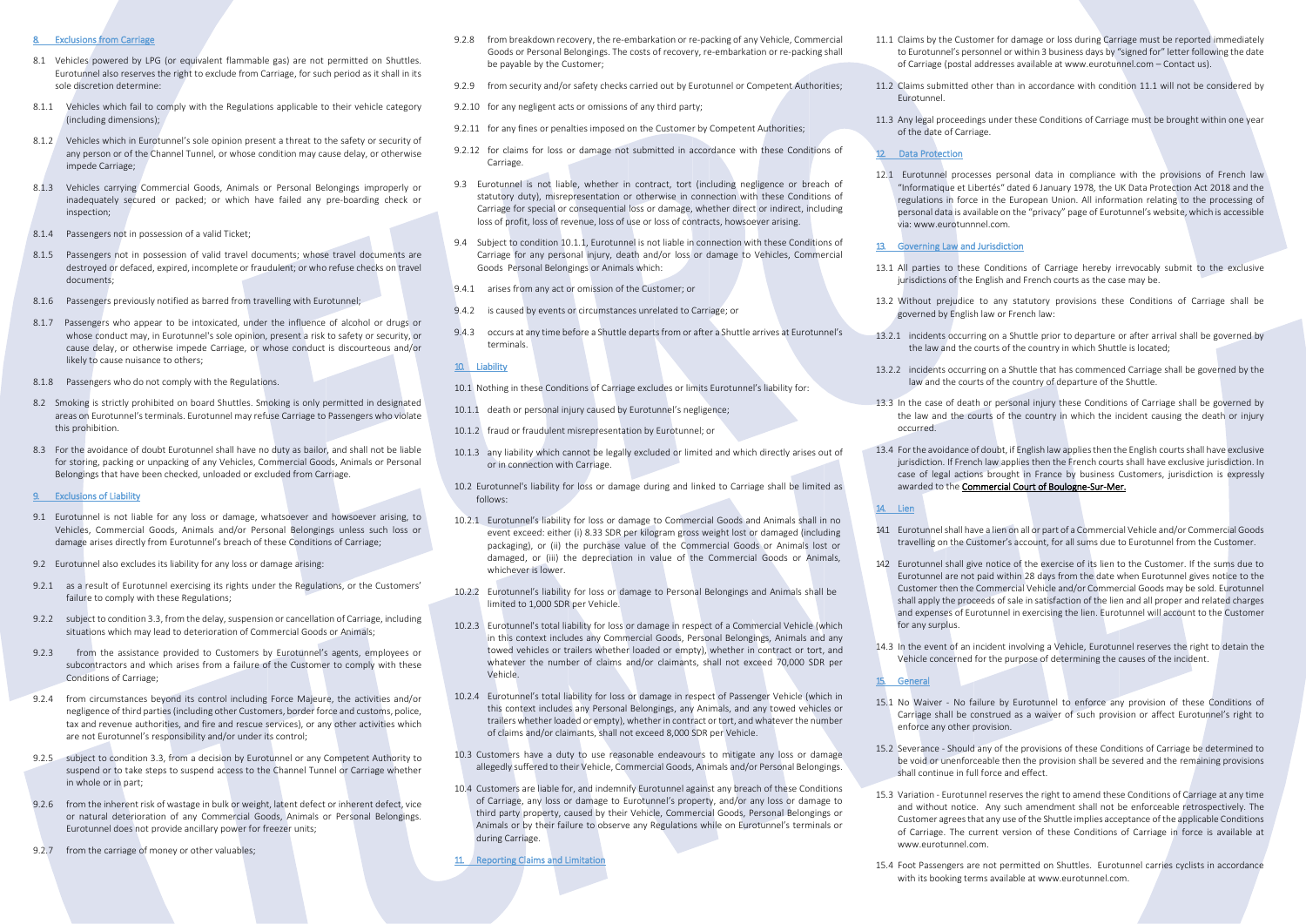## 8. Exclusions from Carriage

8.1 Vehicles powered by LPG (or equivalent flammable gas) are not permitted on Shuttles. Eurotunnel also reserves the right to exclude from Carriage, for such period as it shall in its sole discretion determine:

8.1.1 Vehicles which fail to comply with the Regulations applicable to their vehicle category (including dimensions);

8.1.2 Vehicles which in Eurotunnel's sole opinion present a threat to the safety or security of any person or of the Channel Tunnel, or whose condition may cause delay, or otherwise impede Carriage;

8.1.3 Vehicles carrying Commercial Goods, Animals or Personal Belongings improperly or inadequately secured or packed; or which have failed any pre-boarding check or inspection;

8.1.4 Passengers not in possession of a valid Ticket;

8.1.5 Passengers not in possession of valid travel documents; whose travel documents are destroyed or defaced, expired, incomplete or fraudulent; or who refuse checks on travel documents;

8.1.6 Passengers previously notified as barred from travelling with Eurotunnel;

8.1.7 Passengers who appear to be intoxicated, under the influence of alcohol or drugs or whose conduct may, in Eurotunnel's sole opinion, present a risk to safety or security, or cause delay, or otherwise impede Carriage, or whose conduct is discourteous and/or likely to cause nuisance to others;

8.1.8 Passengers who do not comply with the Regulations.

8.2 Smoking is strictly prohibited on board Shuttles. Smoking is only permitted in designated areas on Eurotunnel's terminals. Eurotunnel may refuse Carriage to Passengers who violate this prohibition.

8.3 For the avoidance of doubt Eurotunnel shall have no duty as bailor, and shall not be liable for storing, packing or unpacking of any Vehicles, Commercial Goods, Animals or Personal Belongings that have been checked, unloaded or excluded from Carriage.

## 9. Exclusions of Liability

9.1 Eurotunnel is not liable for any loss or damage, whatsoever and howsoever arising, to Vehicles, Commercial Goods, Animals and/or Personal Belongings unless such loss or damage arises directly from Eurotunnel's breach of these Conditions of Carriage;

9.2 Eurotunnel also excludes its liability for any loss or damage arising:

9.2.1 as a result of Eurotunnel exercising its rights under the Regulations, or the Customers' failure to comply with these Regulations;

9.2.2 subject to condition 3.3, from the delay, suspension or cancellation of Carriage, including situations which may lead to deterioration of Commercial Goods or Animals;

9.2.3 from the assistance provided to Customers by Eurotunnel's agents, employees or subcontractors and which arises from a failure of the Customer to comply with these Conditions of Carriage;

9.2.4 from circumstances beyond its control including Force Majeure, the activities and/or negligence of third parties (including other Customers, border force and customs, police, tax and revenue authorities, and fire and rescue services), or any other activities which are not Eurotunnel's responsibility and/or under its control;

9.2.5 subject to condition 3.3, from a decision by Eurotunnel or any Competent Authority to suspend or to take steps to suspend access to the Channel Tunnel or Carriage whether in whole or in part;

9.2.6 from the inherent risk of wastage in bulk or weight, latent defect or inherent defect, vice or natural deterioration of any Commercial Goods, Animals or Personal Belongings. Eurotunnel does not provide ancillary power for freezer units;

9.2.7 from the carriage of money or other valuables;

9.2.8 from breakdown recovery, the re-embarkation or re-packing of any Vehicle, Commercial Goods or Personal Belongings. The costs of recovery, re-embarkation or re-packing shall be payable by the Customer;

9.2.9 from security and/or safety checks carried out by Eurotunnel or Competent Authorities;

9.2.10 for any negligent acts or omissions of any third party;

9.2.11 for any fines or penalties imposed on the Customer by Competent Authorities;

9.2.12 for claims for loss or damage not submitted in accordance with these Conditions of Carriage.

9.3 Eurotunnel is not liable, whether in contract, tort (including negligence or breach of statutory duty), misrepresentation or otherwise in connection with these Conditions of Carriage for special or consequential loss or damage, whether direct or indirect, including loss of profit, loss of revenue, loss of use or loss of contracts, howsoever arising.

9.4 Subject to condition 10.1.1, Eurotunnel is not liable in connection with these Conditions of Carriage for any personal injury, death and/or loss or damage to Vehicles, Commercial Goods Personal Belongings or Animals which:

9.4.1 arises from any act or omission of the Customer; or

9.4.2 is caused by events or circumstances unrelated to Carriage; or

9.4.3 occurs at any time before a Shuttle departs from or after a Shuttle arrives at Eurotunnel's terminals.

## 10. Liability

10.1 Nothing in these Conditions of Carriage excludes or limits Eurotunnel's liability for:

10.1.1 death or personal injury caused by Eurotunnel's negligence;

10.1.2 fraud or fraudulent misrepresentation by Eurotunnel; or

10.1.3 any liability which cannot be legally excluded or limited and which directly arises out of or in connection with Carriage.

10.2 Eurotunnel's liability for loss or damage during and linked to Carriage shall be limited as follows:

10.2.1 Eurotunnel's liability for loss or damage to Commercial Goods and Animals shall in no event exceed: either (i) 8.33 SDR per kilogram gross weight lost or damaged (including packaging), or (ii) the purchase value of the Commercial Goods or Animals lost or damaged, or (iii) the depreciation in value of the Commercial Goods or Animals, whichever is lower.

10.2.2 Eurotunnel's liability for loss or damage to Personal Belongings and Animals shall be limited to 1,000 SDR per Vehicle.

10.2.3 Eurotunnel's total liability for loss or damage in respect of a Commercial Vehicle (which in this context includes any Commercial Goods, Personal Belongings, Animals and any towed vehicles or trailers whether loaded or empty), whether in contract or tort, and whatever the number of claims and/or claimants, shall not exceed 70,000 SDR per Vehicle.

10.2.4 Eurotunnel's total liability for loss or damage in respect of Passenger Vehicle (which in this context includes any Personal Belongings, any Animals, and any towed vehicles or trailers whether loaded or empty), whether in contract or tort, and whatever the number of claims and/or claimants, shall not exceed 8,000 SDR per Vehicle.

10.3 Customers have a duty to use reasonable endeavours to mitigate any loss or damage allegedly suffered to their Vehicle, Commercial Goods, Animals and/or Personal Belongings.

10.4 Customers are liable for, and indemnify Eurotunnel against any breach of these Conditions of Carriage, any loss or damage to Eurotunnel's property, and/or any loss or damage to third party property, caused by their Vehicle, Commercial Goods, Personal Belongings or Animals or by their failure to observe any Regulations while on Eurotunnel's terminals or during Carriage.

## 11. Reporting Claims and Limitation

11.1 Claims by the Customer for damage or loss during Carriage must be reported immediately to Eurotunnel's personnel or within 3 business days by "signed for" letter following the date of Carriage (postal addresses available at www.eurotunnel.com – Contact us).

11.2 Claims submitted other than in accordance with condition 11.1 will not be considered by Eurotunnel.

11.3 Any legal proceedings under these Conditions of Carriage must be brought within one year of the date of Carriage.

## 12. Data Protection

12.1 Eurotunnel processes personal data in compliance with the provisions of French law "Informatique et Libertés" dated 6 January 1978, the UK Data Protection Act 2018 and the regulations in force in the European Union. All information relating to the processing of personal data is available on the "privacy" page of Eurotunnel's website, which is accessible via: www.eurotunnnel.com.

## 13. Governing Law and Jurisdiction

13.1 All parties to these Conditions of Carriage hereby irrevocably submit to the exclusive jurisdictions of the English and French courts as the case may be.

13.2 Without prejudice to any statutory provisions these Conditions of Carriage shall be governed by English law or French law:

13.2.1 incidents occurring on a Shuttle prior to departure or after arrival shall be governed by the law and the courts of the country in which Shuttle is located;

13.2.2 incidents occurring on a Shuttle that has commenced Carriage shall be governed by the law and the courts of the country of departure of the Shuttle.

13.3 In the case of death or personal injury these Conditions of Carriage shall be governed by the law and the courts of the country in which the incident causing the death or injury occurred.

13.4 For the avoidance of doubt, if English law applies then the English courts shall have exclusive jurisdiction. If French law applies then the French courts shall have exclusive jurisdiction. In case of legal actions brought in France by business Customers, jurisdiction is expressly awarded to the **Commercial Court of Boulogne-Sur-Mer.**

## 14. Lien

14.1 Eurotunnel shall have a lien on all or part of a Commercial Vehicle and/or Commercial Goods travelling on the Customer's account, for all sums due to Eurotunnel from the Customer.

14.2 Eurotunnel shall give notice of the exercise of its lien to the Customer. If the sums due to Eurotunnel are not paid within 28 days from the date when Eurotunnel gives notice to the Customer then the Commercial Vehicle and/or Commercial Goods may be sold. Eurotunnel shall apply the proceeds of sale in satisfaction of the lien and all proper and related charges and expenses of Eurotunnel in exercising the lien. Eurotunnel will account to the Customer for any surplus.

14.3 In the event of an incident involving a Vehicle, Eurotunnel reserves the right to detain the Vehicle concerned for the purpose of determining the causes of the incident.

## 15. General

15.1 No Waiver - No failure by Eurotunnel to enforce any provision of these Conditions of Carriage shall be construed as a waiver of such provision or affect Eurotunnel's right to enforce any other provision.

15.2 Severance - Should any of the provisions of these Conditions of Carriage be determined to be void or unenforceable the provision shall be severed and the remaining provisions shall continue in full force and effect.

15.3 Variation - Eurotunnel reserves the right to amend these Conditions of Carriage at any time and without notice. Any such amendment shall not be enforceable retrospectively. The Customer agrees that any use of the Shuttle implies acceptance of the applicable Conditions of Carriage. The current version of these Conditions of Carriage in force is available at www.eurotunnel.com.

15.4 Foot Passengers are not permitted on Shuttles. Eurotunnel carries cyclists in accordance with its booking terms available at www.eurotunnel.com.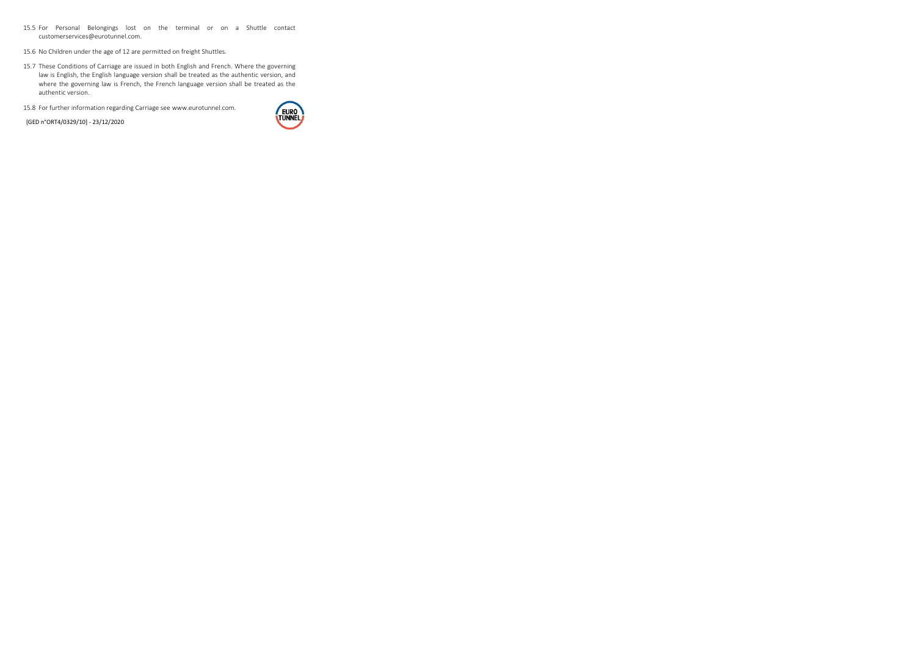15.5 For Personal Belongings lost on the terminal or on a Shuttle contact customerservices@eurotunnel.com.

15.6 No Children under the age of 12 are permitted on freight Shuttles.

15.7 These Conditions of Carriage are issued in both English and French. Where the governing law is English, the English language version shall be treated as the authentic version, and where the governing law is French, the French language version shall be treated as the authentic version.

15.8 For further information regarding Carriage see www.eurotunnel.com.

[GED n°ORT4/0329/10] - 23/12/2020